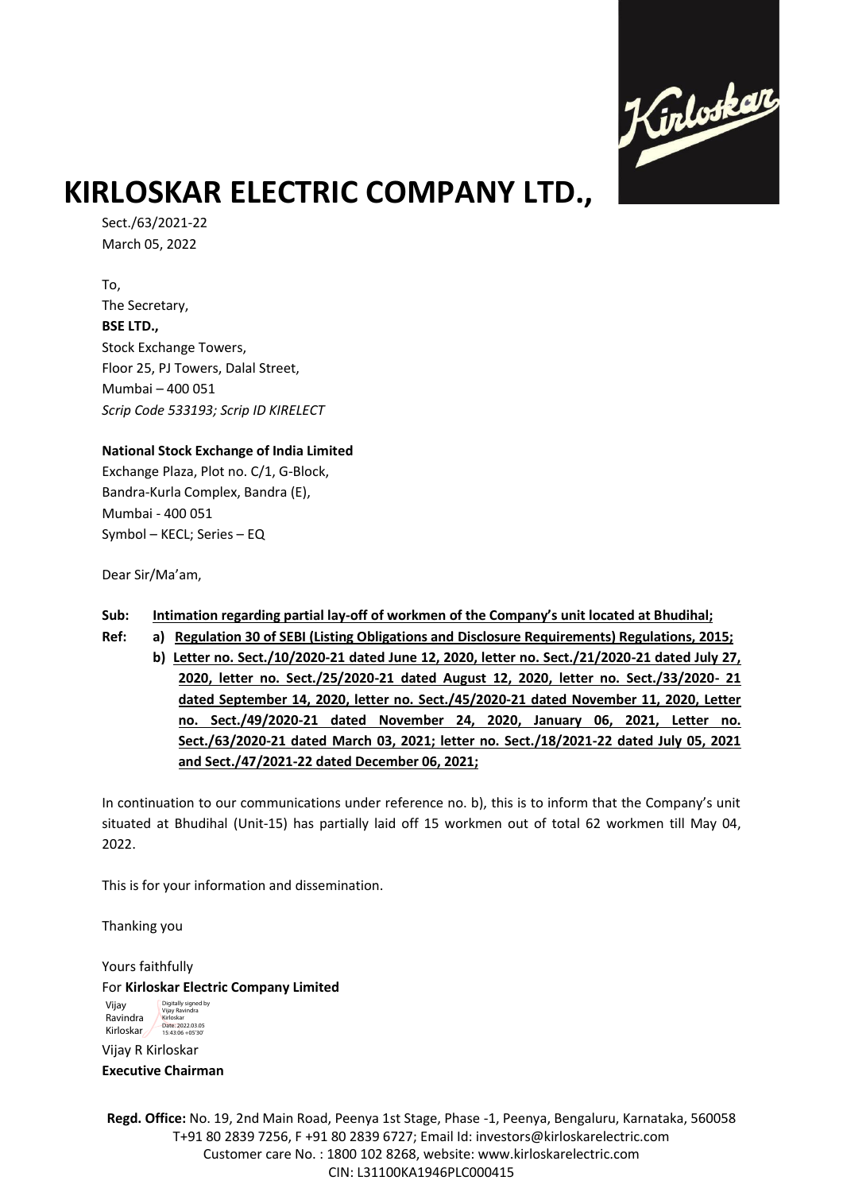# KIRLOSKAR ELECTRIC COMPANY LTD.,

Sect./63/2021-22
March 05, 2022

To,
The Secretary,
**BSE LTD.,**
Stock Exchange Towers,
Floor 25, PJ Towers, Dalal Street,
Mumbai – 400 051
*Scrip Code 533193; Scrip ID KIRELECT*

**National Stock Exchange of India Limited**
Exchange Plaza, Plot no. C/1, G-Block,
Bandra-Kurla Complex, Bandra (E),
Mumbai - 400 051
Symbol – KECL; Series – EQ

Dear Sir/Ma'am,

**Sub: Intimation regarding partial lay-off of workmen of the Company's unit located at Bhudihal;**

**Ref: a) Regulation 30 of SEBI (Listing Obligations and Disclosure Requirements) Regulations, 2015;**

**b) Letter no. Sect./10/2020-21 dated June 12, 2020, letter no. Sect./21/2020-21 dated July 27, 2020, letter no. Sect./25/2020-21 dated August 12, 2020, letter no. Sect./33/2020- 21 dated September 14, 2020, letter no. Sect./45/2020-21 dated November 11, 2020, Letter no. Sect./49/2020-21 dated November 24, 2020, January 06, 2021, Letter no. Sect./63/2020-21 dated March 03, 2021; letter no. Sect./18/2021-22 dated July 05, 2021 and Sect./47/2021-22 dated December 06, 2021;**

In continuation to our communications under reference no. b), this is to inform that the Company's unit situated at Bhudihal (Unit-15) has partially laid off 15 workmen out of total 62 workmen till May 04, 2022.

This is for your information and dissemination.

Thanking you

Yours faithfully
For **Kirloskar Electric Company Limited**

Vijay Ravindra Kirloskar
Digitally signed by Vijay Ravindra Kirloskar
Date: 2022.03.05 15:43:06 +05'30'

Vijay R Kirloskar
**Executive Chairman**

**Regd. Office:** No. 19, 2nd Main Road, Peenya 1st Stage, Phase -1, Peenya, Bengaluru, Karnataka, 560058
T+91 80 2839 7256, F +91 80 2839 6727; Email Id: investors@kirloskarelectric.com
Customer care No. : 1800 102 8268, website: www.kirloskarelectric.com
CIN: L31100KA1946PLC000415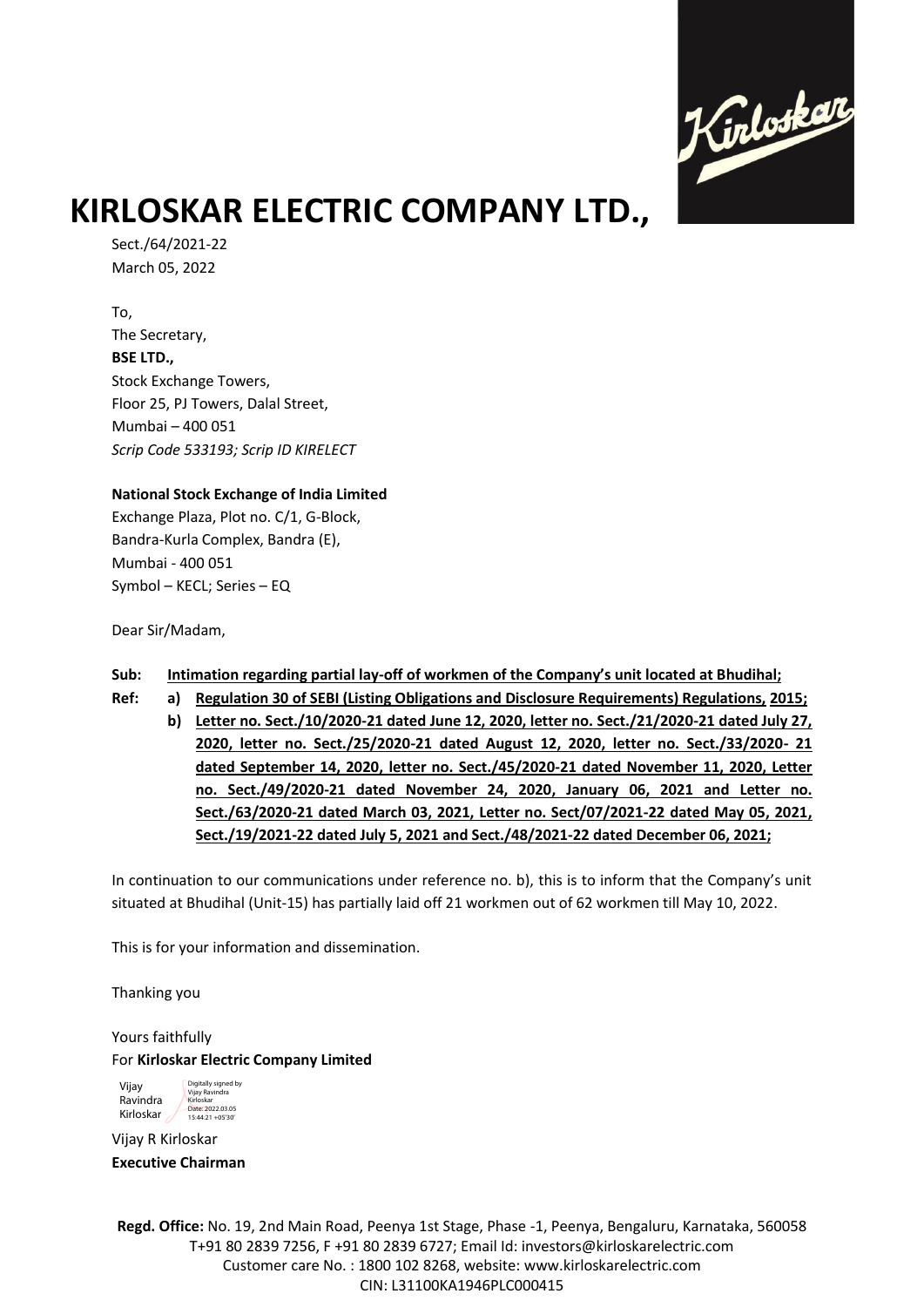# KIRLOSKAR ELECTRIC COMPANY LTD.,

Sect./64/2021-22
March 05, 2022

To,
The Secretary,
**BSE LTD.,**
Stock Exchange Towers,
Floor 25, PJ Towers, Dalal Street,
Mumbai – 400 051
*Scrip Code 533193; Scrip ID KIRELECT*

**National Stock Exchange of India Limited**
Exchange Plaza, Plot no. C/1, G-Block,
Bandra-Kurla Complex, Bandra (E),
Mumbai - 400 051
Symbol – KECL; Series – EQ

Dear Sir/Madam,

**Sub:** **Intimation regarding partial lay-off of workmen of the Company's unit located at Bhudihal;**

**Ref:**
**a) Regulation 30 of SEBI (Listing Obligations and Disclosure Requirements) Regulations, 2015;**
**b) Letter no. Sect./10/2020-21 dated June 12, 2020, letter no. Sect./21/2020-21 dated July 27, 2020, letter no. Sect./25/2020-21 dated August 12, 2020, letter no. Sect./33/2020- 21 dated September 14, 2020, letter no. Sect./45/2020-21 dated November 11, 2020, Letter no. Sect./49/2020-21 dated November 24, 2020, January 06, 2021 and Letter no. Sect./63/2020-21 dated March 03, 2021, Letter no. Sect/07/2021-22 dated May 05, 2021, Sect./19/2021-22 dated July 5, 2021 and Sect./48/2021-22 dated December 06, 2021;**

In continuation to our communications under reference no. b), this is to inform that the Company's unit situated at Bhudihal (Unit-15) has partially laid off 21 workmen out of 62 workmen till May 10, 2022.

This is for your information and dissemination.

Thanking you

Yours faithfully
For **Kirloskar Electric Company Limited**

Vijay Ravindra Kirloskar
Digitally signed by Vijay Ravindra Kirloskar
Date: 2022.03.05 15:44:21 +05'30'

Vijay R Kirloskar
**Executive Chairman**

**Regd. Office:** No. 19, 2nd Main Road, Peenya 1st Stage, Phase -1, Peenya, Bengaluru, Karnataka, 560058
T+91 80 2839 7256, F +91 80 2839 6727; Email Id: investors@kirloskarelectric.com
Customer care No. : 1800 102 8268, website: www.kirloskarelectric.com
CIN: L31100KA1946PLC000415